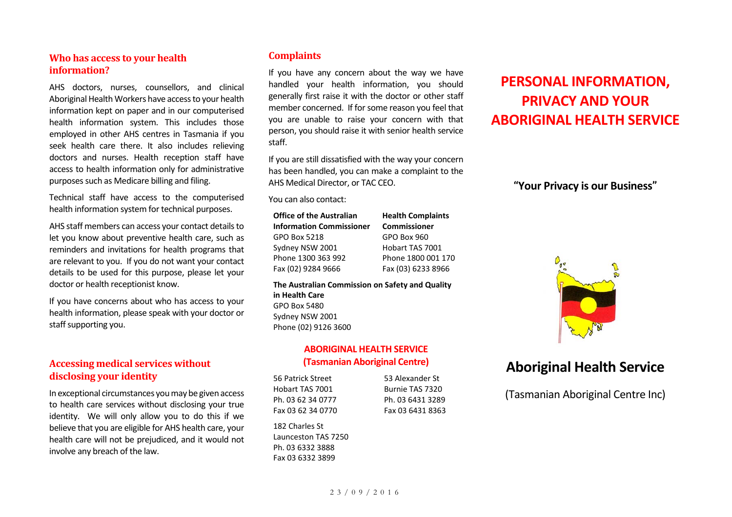## Who has access to your health information?

AHS doctors, nurses, counsellors, and clinical Aboriginal Health Workers have access to your health information kept on paper and in our computerised health information system. This includes those employed in other AHS centres in Tasmania if you seek health care there. It also includes relieving doctors and nurses. Health reception staff have access to health information only for administrative purposes such as Medicare billing and filing.

Technical staff have access to the computerised health information system for technical purposes.

AHS staff members can access your contact details to let you know about preventive health care, such as reminders and invitations for health programs that are relevant to you. If you do not want your contact details to be used for this purpose, please let your doctor or health receptionist know.

If you have concerns about who has access to your health information, please speak with your doctor or staff supporting you.

## Accessing medical services without disclosing your identity

In exceptional circumstances you may be given access to health care services without disclosing your true identity. We will only allow you to do this if we believe that you are eligible for AHS health care, your health care will not be prejudiced, and it would not involve any breach of the law.

## Complaints

If you have any concern about the way we have handled your health information, you should generally first raise it with the doctor or other staff member concerned. If for some reason you feel that you are unable to raise your concern with that person, you should raise it with senior health service staff.

If you are still dissatisfied with the way your concern has been handled, you can make a complaint to the AHS Medical Director, or TAC CEO.

You can also contact:

**Office of the Australian Information Commissioner**
GPO Box 5218
Sydney NSW 2001
Phone 1300 363 992
Fax (02) 9284 9666

**Health Complaints Commissioner**
GPO Box 960
Hobart TAS 7001
Phone 1800 001 170
Fax (03) 6233 8966

**The Australian Commission on Safety and Quality in Health Care**
GPO Box 5480
Sydney NSW 2001
Phone (02) 9126 3600

**ABORIGINAL HEALTH SERVICE (Tasmanian Aboriginal Centre)**

56 Patrick Street
Hobart TAS 7001
Ph. 03 62 34 0777
Fax 03 62 34 0770

53 Alexander St
Burnie TAS 7320
Ph. 03 6431 3289
Fax 03 6431 8363

182 Charles St
Launceston TAS 7250
Ph. 03 6332 3888
Fax 03 6332 3899

23/09/2016

# PERSONAL INFORMATION, PRIVACY AND YOUR ABORIGINAL HEALTH SERVICE

**"Your Privacy is our Business"**

## Aboriginal Health Service

(Tasmanian Aboriginal Centre Inc)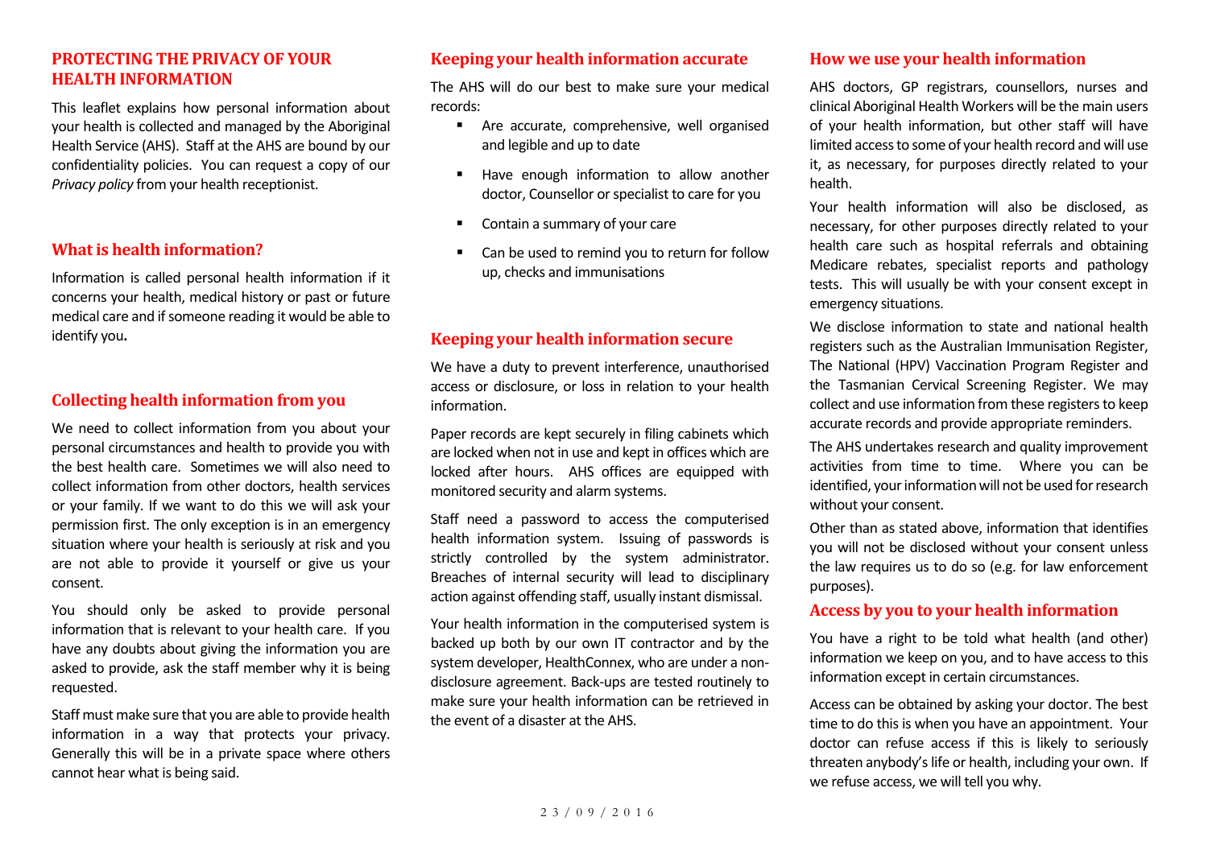## PROTECTING THE PRIVACY OF YOUR HEALTH INFORMATION

This leaflet explains how personal information about your health is collected and managed by the Aboriginal Health Service (AHS). Staff at the AHS are bound by our confidentiality policies. You can request a copy of our *Privacy policy* from your health receptionist.

## What is health information?

Information is called personal health information if it concerns your health, medical history or past or future medical care and if someone reading it would be able to identify you**.**

## Collecting health information from you

We need to collect information from you about your personal circumstances and health to provide you with the best health care. Sometimes we will also need to collect information from other doctors, health services or your family. If we want to do this we will ask your permission first. The only exception is in an emergency situation where your health is seriously at risk and you are not able to provide it yourself or give us your consent.

You should only be asked to provide personal information that is relevant to your health care. If you have any doubts about giving the information you are asked to provide, ask the staff member why it is being requested.

Staff must make sure that you are able to provide health information in a way that protects your privacy. Generally this will be in a private space where others cannot hear what is being said.

## Keeping your health information accurate

The AHS will do our best to make sure your medical records:

- Are accurate, comprehensive, well organised and legible and up to date
- Have enough information to allow another doctor, Counsellor or specialist to care for you
- Contain a summary of your care
- Can be used to remind you to return for follow up, checks and immunisations

## Keeping your health information secure

We have a duty to prevent interference, unauthorised access or disclosure, or loss in relation to your health information.

Paper records are kept securely in filing cabinets which are locked when not in use and kept in offices which are locked after hours. AHS offices are equipped with monitored security and alarm systems.

Staff need a password to access the computerised health information system. Issuing of passwords is strictly controlled by the system administrator. Breaches of internal security will lead to disciplinary action against offending staff, usually instant dismissal.

Your health information in the computerised system is backed up both by our own IT contractor and by the system developer, HealthConnex, who are under a non-disclosure agreement. Back-ups are tested routinely to make sure your health information can be retrieved in the event of a disaster at the AHS.

## How we use your health information

AHS doctors, GP registrars, counsellors, nurses and clinical Aboriginal Health Workers will be the main users of your health information, but other staff will have limited access to some of your health record and will use it, as necessary, for purposes directly related to your health.

Your health information will also be disclosed, as necessary, for other purposes directly related to your health care such as hospital referrals and obtaining Medicare rebates, specialist reports and pathology tests. This will usually be with your consent except in emergency situations.

We disclose information to state and national health registers such as the Australian Immunisation Register, The National (HPV) Vaccination Program Register and the Tasmanian Cervical Screening Register. We may collect and use information from these registers to keep accurate records and provide appropriate reminders.

The AHS undertakes research and quality improvement activities from time to time. Where you can be identified, your information will not be used for research without your consent.

Other than as stated above, information that identifies you will not be disclosed without your consent unless the law requires us to do so (e.g. for law enforcement purposes).

## Access by you to your health information

You have a right to be told what health (and other) information we keep on you, and to have access to this information except in certain circumstances.

Access can be obtained by asking your doctor. The best time to do this is when you have an appointment. Your doctor can refuse access if this is likely to seriously threaten anybody's life or health, including your own. If we refuse access, we will tell you why.

23/09/2016